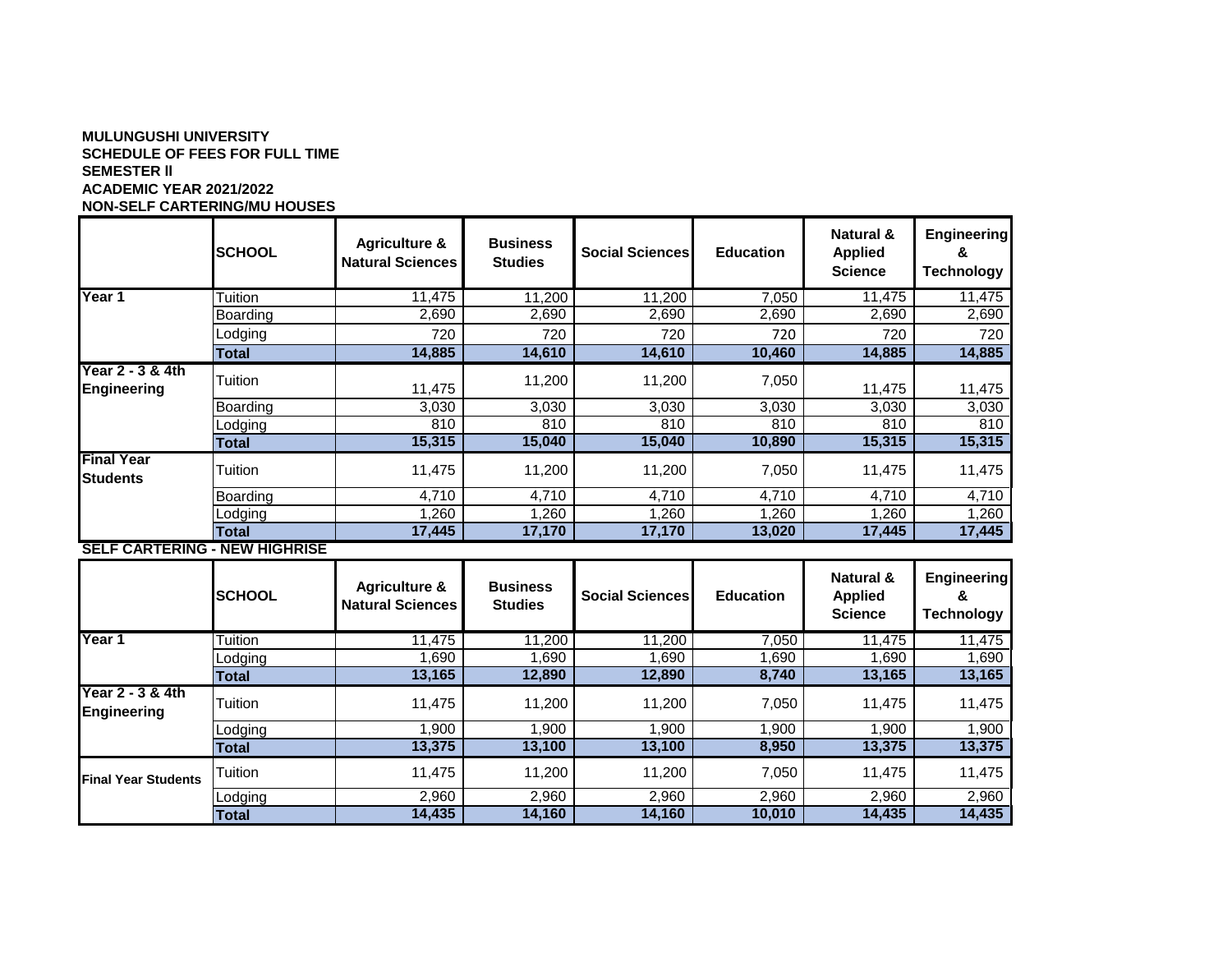**MULUNGUSHI UNIVERSITY**
**SCHEDULE OF FEES FOR FULL TIME**
**SEMESTER II**
**ACADEMIC YEAR 2021/2022**
**NON-SELF CARTERING/MU HOUSES**

| | SCHOOL | Agriculture & Natural Sciences | Business Studies | Social Sciences | Education | Natural & Applied Science | Engineering & Technology |
|---|---|---|---|---|---|---|---|
| **Year 1** | Tuition | 11,475 | 11,200 | 11,200 | 7,050 | 11,475 | 11,475 |
| | Boarding | 2,690 | 2,690 | 2,690 | 2,690 | 2,690 | 2,690 |
| | Lodging | 720 | 720 | 720 | 720 | 720 | 720 |
| | **Total** | **14,885** | **14,610** | **14,610** | **10,460** | **14,885** | **14,885** |
| **Year 2 - 3 & 4th Engineering** | Tuition | 11,475 | 11,200 | 11,200 | 7,050 | 11,475 | 11,475 |
| | Boarding | 3,030 | 3,030 | 3,030 | 3,030 | 3,030 | 3,030 |
| | Lodging | 810 | 810 | 810 | 810 | 810 | 810 |
| | **Total** | **15,315** | **15,040** | **15,040** | **10,890** | **15,315** | **15,315** |
| **Final Year Students** | Tuition | 11,475 | 11,200 | 11,200 | 7,050 | 11,475 | 11,475 |
| | Boarding | 4,710 | 4,710 | 4,710 | 4,710 | 4,710 | 4,710 |
| | Lodging | 1,260 | 1,260 | 1,260 | 1,260 | 1,260 | 1,260 |
| | **Total** | **17,445** | **17,170** | **17,170** | **13,020** | **17,445** | **17,445** |

**SELF CARTERING - NEW HIGHRISE**

| | SCHOOL | Agriculture & Natural Sciences | Business Studies | Social Sciences | Education | Natural & Applied Science | Engineering & Technology |
|---|---|---|---|---|---|---|---|
| **Year 1** | Tuition | 11,475 | 11,200 | 11,200 | 7,050 | 11,475 | 11,475 |
| | Lodging | 1,690 | 1,690 | 1,690 | 1,690 | 1,690 | 1,690 |
| | **Total** | **13,165** | **12,890** | **12,890** | **8,740** | **13,165** | **13,165** |
| **Year 2 - 3 & 4th Engineering** | Tuition | 11,475 | 11,200 | 11,200 | 7,050 | 11,475 | 11,475 |
| | Lodging | 1,900 | 1,900 | 1,900 | 1,900 | 1,900 | 1,900 |
| | **Total** | **13,375** | **13,100** | **13,100** | **8,950** | **13,375** | **13,375** |
| **Final Year Students** | Tuition | 11,475 | 11,200 | 11,200 | 7,050 | 11,475 | 11,475 |
| | Lodging | 2,960 | 2,960 | 2,960 | 2,960 | 2,960 | 2,960 |
| | **Total** | **14,435** | **14,160** | **14,160** | **10,010** | **14,435** | **14,435** |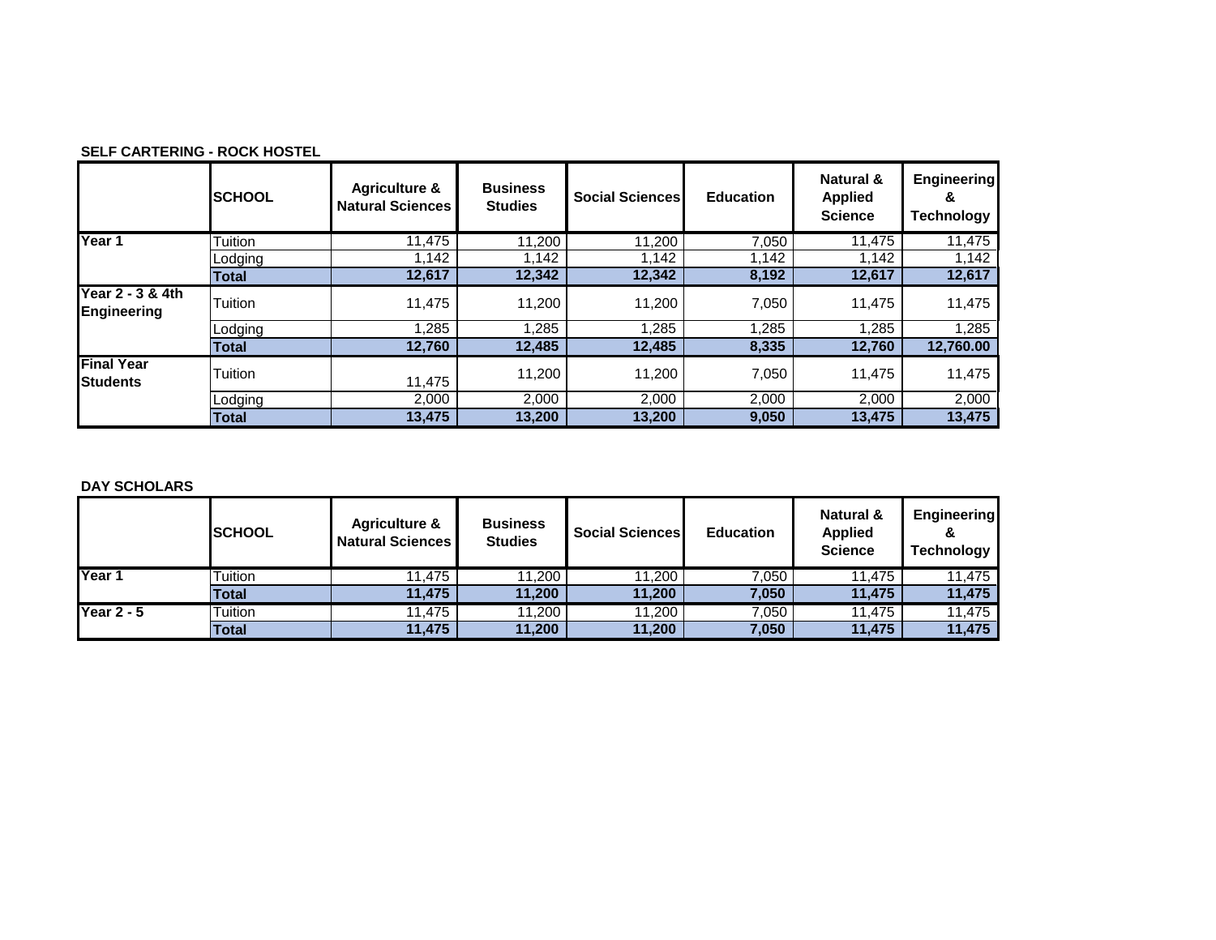**SELF CARTERING - ROCK HOSTEL**

| | SCHOOL | Agriculture & Natural Sciences | Business Studies | Social Sciences | Education | Natural & Applied Science | Engineering & Technology |
|---|---|---|---|---|---|---|---|
| Year 1 | Tuition | 11,475 | 11,200 | 11,200 | 7,050 | 11,475 | 11,475 |
| | Lodging | 1,142 | 1,142 | 1,142 | 1,142 | 1,142 | 1,142 |
| | **Total** | **12,617** | **12,342** | **12,342** | **8,192** | **12,617** | **12,617** |
| Year 2 - 3 & 4th Engineering | Tuition | 11,475 | 11,200 | 11,200 | 7,050 | 11,475 | 11,475 |
| | Lodging | 1,285 | 1,285 | 1,285 | 1,285 | 1,285 | 1,285 |
| | **Total** | **12,760** | **12,485** | **12,485** | **8,335** | **12,760** | **12,760.00** |
| Final Year Students | Tuition | 11,475 | 11,200 | 11,200 | 7,050 | 11,475 | 11,475 |
| | Lodging | 2,000 | 2,000 | 2,000 | 2,000 | 2,000 | 2,000 |
| | **Total** | **13,475** | **13,200** | **13,200** | **9,050** | **13,475** | **13,475** |

**DAY SCHOLARS**

| | SCHOOL | Agriculture & Natural Sciences | Business Studies | Social Sciences | Education | Natural & Applied Science | Engineering & Technology |
|---|---|---|---|---|---|---|---|
| Year 1 | Tuition | 11,475 | 11,200 | 11,200 | 7,050 | 11,475 | 11,475 |
| | **Total** | **11,475** | **11,200** | **11,200** | **7,050** | **11,475** | **11,475** |
| Year 2 - 5 | Tuition | 11,475 | 11,200 | 11,200 | 7,050 | 11,475 | 11,475 |
| | **Total** | **11,475** | **11,200** | **11,200** | **7,050** | **11,475** | **11,475** |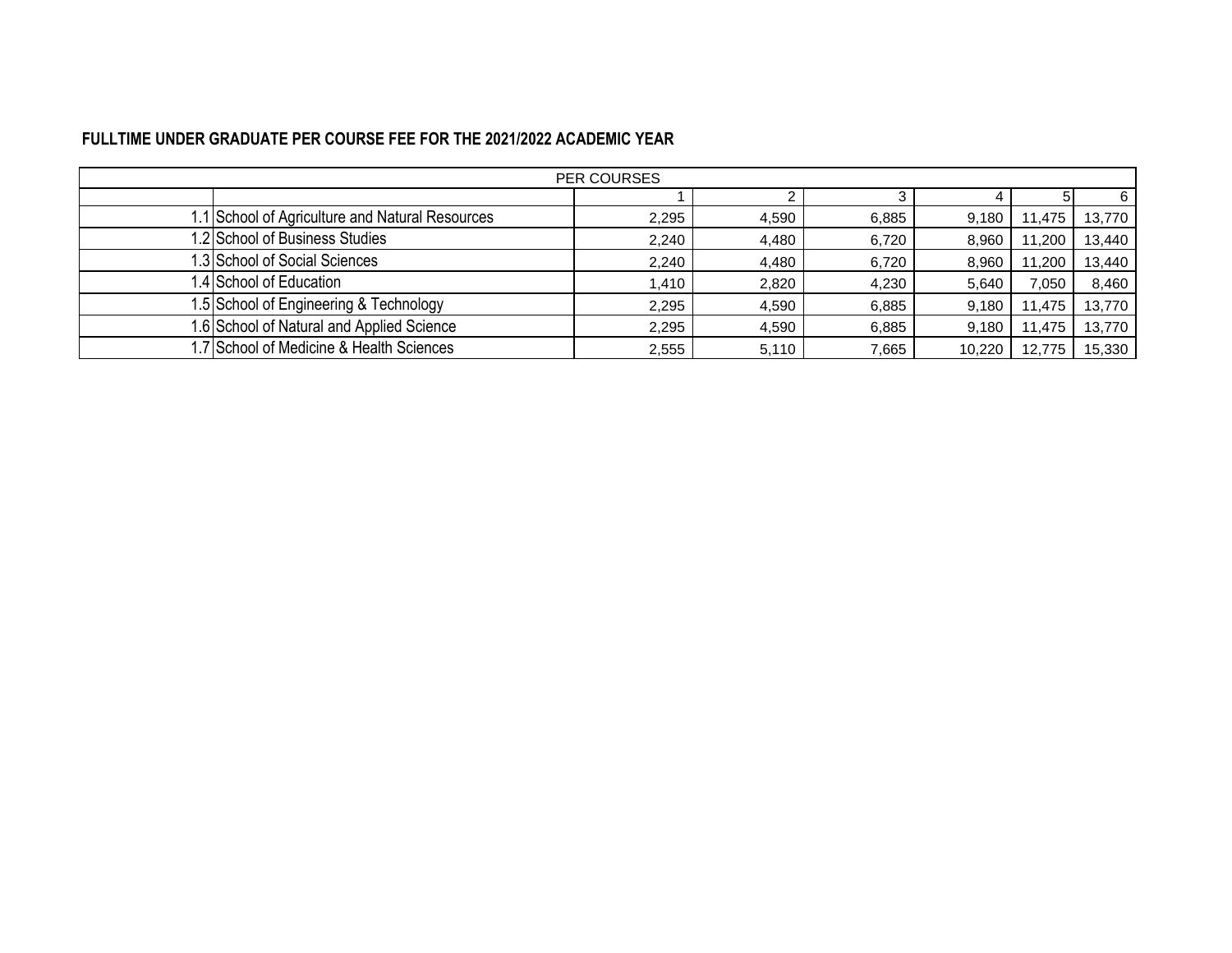**FULLTIME UNDER GRADUATE PER COURSE FEE FOR THE 2021/2022 ACADEMIC YEAR**

| PER COURSES | | | | | | | |
|---|---|---|---|---|---|---|---|
| | | 1 | 2 | 3 | 4 | 5 | 6 |
| 1.1 | School of Agriculture and Natural Resources | 2,295 | 4,590 | 6,885 | 9,180 | 11,475 | 13,770 |
| 1.2 | School of Business Studies | 2,240 | 4,480 | 6,720 | 8,960 | 11,200 | 13,440 |
| 1.3 | School of Social Sciences | 2,240 | 4,480 | 6,720 | 8,960 | 11,200 | 13,440 |
| 1.4 | School of Education | 1,410 | 2,820 | 4,230 | 5,640 | 7,050 | 8,460 |
| 1.5 | School of Engineering & Technology | 2,295 | 4,590 | 6,885 | 9,180 | 11,475 | 13,770 |
| 1.6 | School of Natural and Applied Science | 2,295 | 4,590 | 6,885 | 9,180 | 11,475 | 13,770 |
| 1.7 | School of Medicine & Health Sciences | 2,555 | 5,110 | 7,665 | 10,220 | 12,775 | 15,330 |